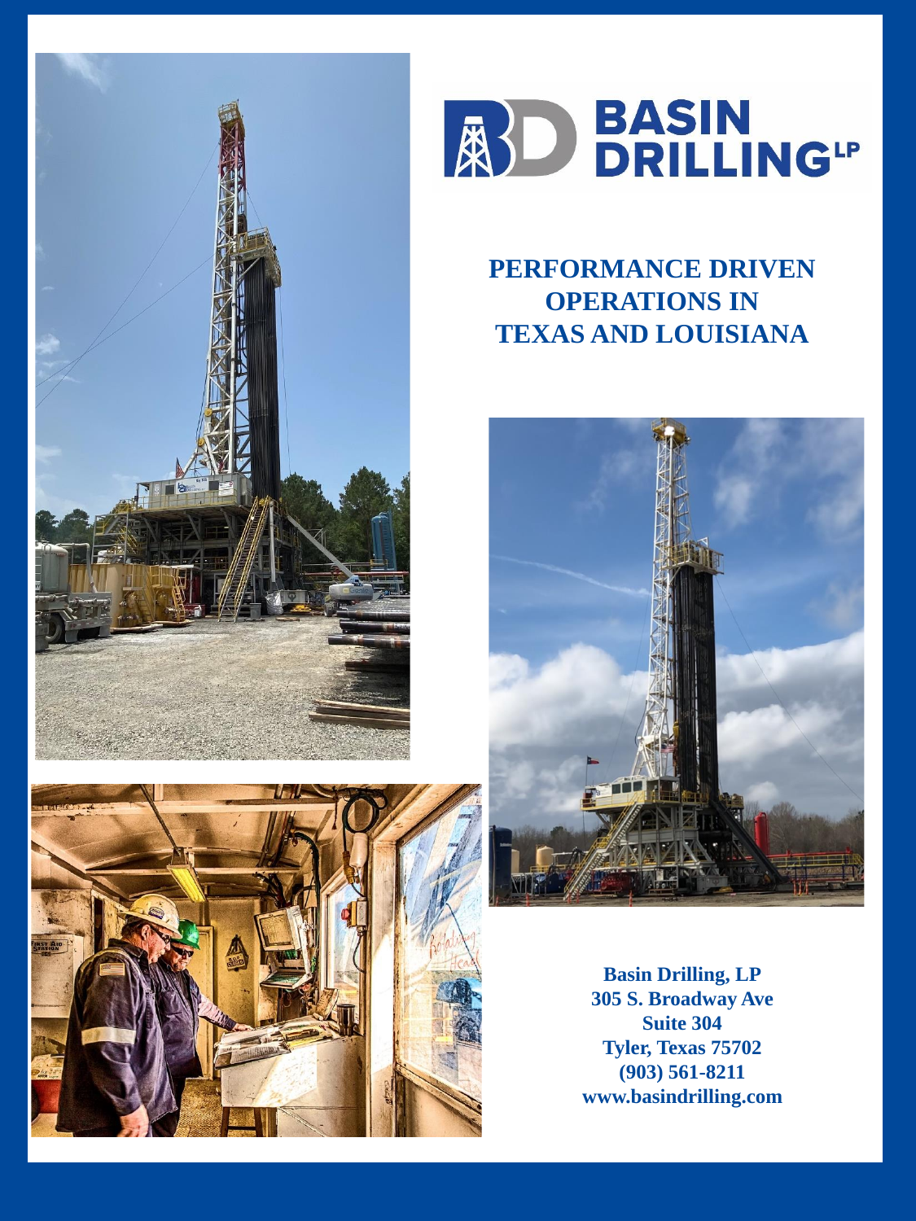# BASIN DRILLING LP

## PERFORMANCE DRIVEN OPERATIONS IN TEXAS AND LOUISIANA

**Basin Drilling, LP**
**305 S. Broadway Ave**
**Suite 304**
**Tyler, Texas 75702**
**(903) 561-8211**
**www.basindrilling.com**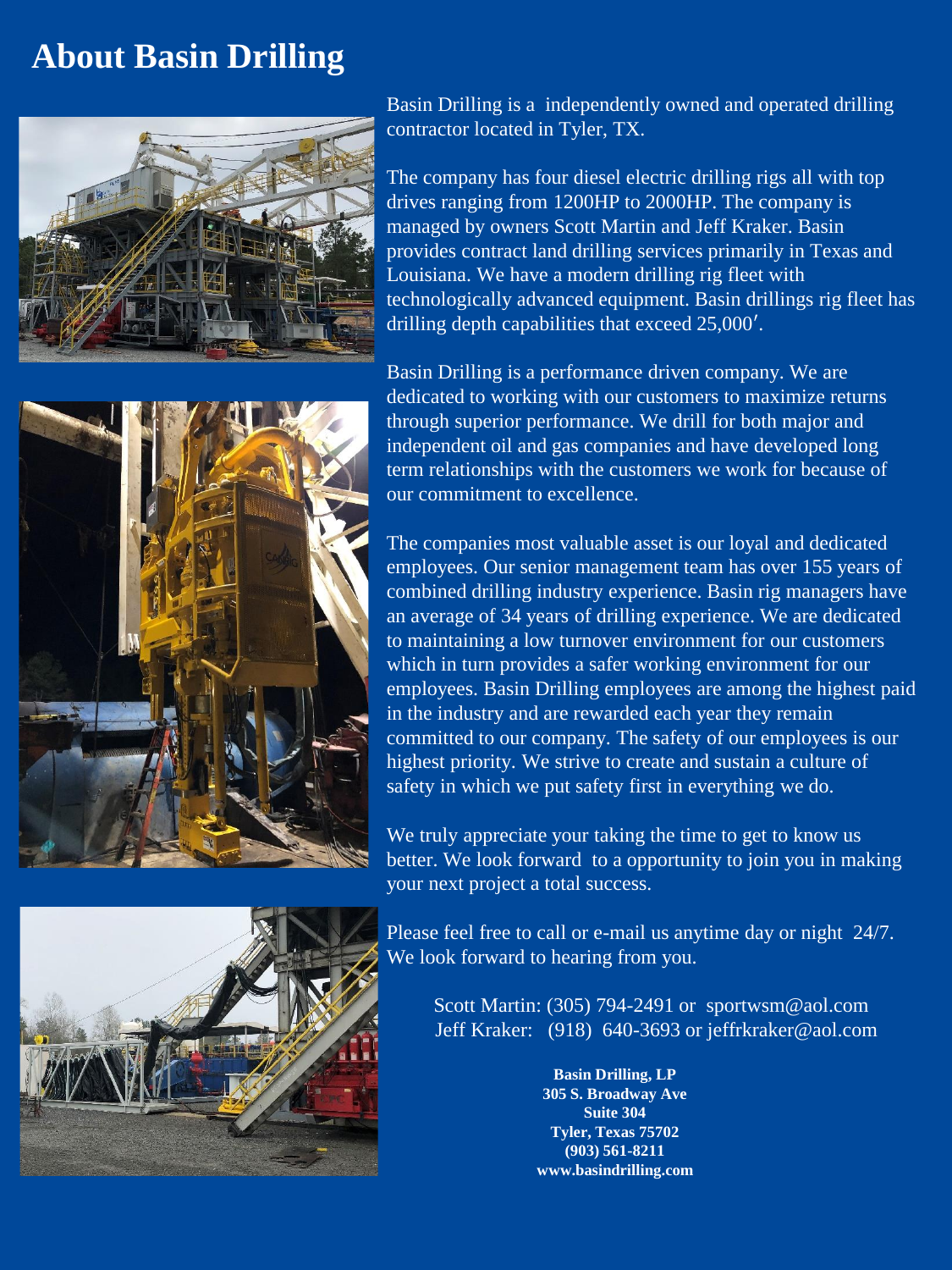# About Basin Drilling

Basin Drilling is a  independently owned and operated drilling contractor located in Tyler, TX.

The company has four diesel electric drilling rigs all with top drives ranging from 1200HP to 2000HP. The company is managed by owners Scott Martin and Jeff Kraker. Basin provides contract land drilling services primarily in Texas and Louisiana. We have a modern drilling rig fleet with technologically advanced equipment. Basin drillings rig fleet has drilling depth capabilities that exceed 25,000′.

Basin Drilling is a performance driven company. We are dedicated to working with our customers to maximize returns through superior performance. We drill for both major and independent oil and gas companies and have developed long term relationships with the customers we work for because of our commitment to excellence.

The companies most valuable asset is our loyal and dedicated employees. Our senior management team has over 155 years of combined drilling industry experience. Basin rig managers have an average of 34 years of drilling experience. We are dedicated to maintaining a low turnover environment for our customers which in turn provides a safer working environment for our employees. Basin Drilling employees are among the highest paid in the industry and are rewarded each year they remain committed to our company. The safety of our employees is our highest priority. We strive to create and sustain a culture of safety in which we put safety first in everything we do.

We truly appreciate your taking the time to get to know us better. We look forward  to a opportunity to join you in making your next project a total success.

Please feel free to call or e-mail us anytime day or night  24/7. We look forward to hearing from you.

Scott Martin: (305) 794-2491 or  sportwsm@aol.com
Jeff Kraker:   (918)  640-3693 or jeffrkraker@aol.com

**Basin Drilling, LP**
**305 S. Broadway Ave**
**Suite 304**
**Tyler, Texas 75702**
**(903) 561-8211**
**www.basindrilling.com**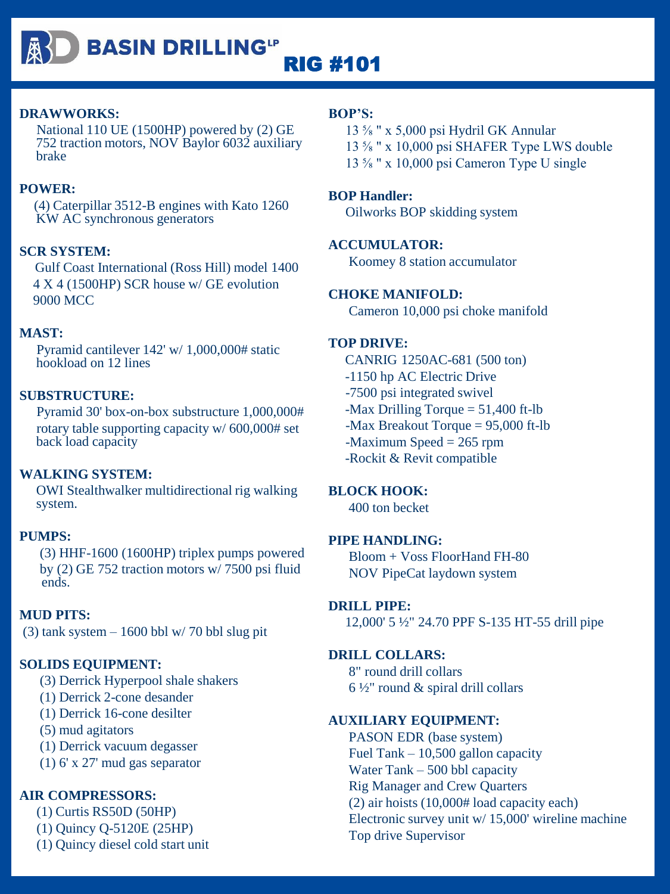# BASIN DRILLING[LP]

## RIG #101

**DRAWWORKS:**

National 110 UE (1500HP) powered by (2) GE 752 traction motors, NOV Baylor 6032 auxiliary brake

**POWER:**

(4) Caterpillar 3512-B engines with Kato 1260 KW AC synchronous generators

**SCR SYSTEM:**

Gulf Coast International (Ross Hill) model 1400 4 X 4 (1500HP) SCR house w/ GE evolution 9000 MCC

**MAST:**

Pyramid cantilever 142' w/ 1,000,000# static hookload on 12 lines

**SUBSTRUCTURE:**

Pyramid 30' box-on-box substructure 1,000,000# rotary table supporting capacity w/ 600,000# set back load capacity

**WALKING SYSTEM:**

OWI Stealthwalker multidirectional rig walking system.

**PUMPS:**

(3) HHF-1600 (1600HP) triplex pumps powered by (2) GE 752 traction motors w/ 7500 psi fluid ends.

**MUD PITS:**

(3) tank system – 1600 bbl w/ 70 bbl slug pit

**SOLIDS EQUIPMENT:**

(3) Derrick Hyperpool shale shakers
(1) Derrick 2-cone desander
(1) Derrick 16-cone desilter
(5) mud agitators
(1) Derrick vacuum degasser
(1) 6' x 27' mud gas separator

**AIR COMPRESSORS:**

(1) Curtis RS50D (50HP)
(1) Quincy Q-5120E (25HP)
(1) Quincy diesel cold start unit

**BOP'S:**

13 ⅝ " x 5,000 psi Hydril GK Annular
13 ⅝ " x 10,000 psi SHAFER Type LWS double
13 ⅝ " x 10,000 psi Cameron Type U single

**BOP Handler:**

Oilworks BOP skidding system

**ACCUMULATOR:**

Koomey 8 station accumulator

**CHOKE MANIFOLD:**

Cameron 10,000 psi choke manifold

**TOP DRIVE:**

CANRIG 1250AC-681 (500 ton)
-1150 hp AC Electric Drive
-7500 psi integrated swivel
-Max Drilling Torque = 51,400 ft-lb
-Max Breakout Torque = 95,000 ft-lb
-Maximum Speed = 265 rpm
-Rockit & Revit compatible

**BLOCK HOOK:**

400 ton becket

**PIPE HANDLING:**

Bloom + Voss FloorHand FH-80
NOV PipeCat laydown system

**DRILL PIPE:**

12,000' 5 ½" 24.70 PPF S-135 HT-55 drill pipe

**DRILL COLLARS:**

8" round drill collars
6 ½" round & spiral drill collars

**AUXILIARY EQUIPMENT:**

PASON EDR (base system)
Fuel Tank – 10,500 gallon capacity
Water Tank – 500 bbl capacity
Rig Manager and Crew Quarters
(2) air hoists (10,000# load capacity each)
Electronic survey unit w/ 15,000' wireline machine
Top drive Supervisor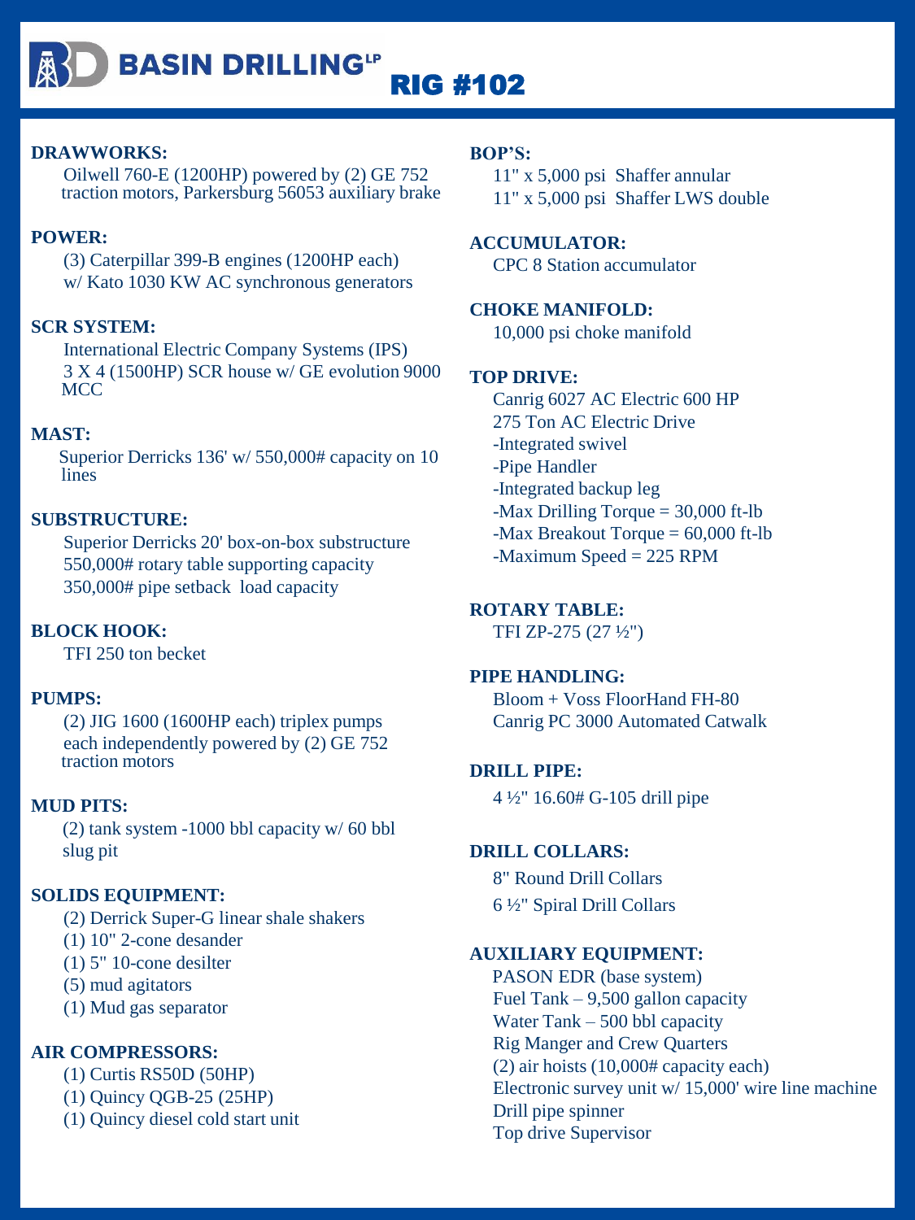# BASIN DRILLING[LP]

## RIG #102

**DRAWWORKS:**

Oilwell 760-E (1200HP) powered by (2) GE 752 traction motors, Parkersburg 56053 auxiliary brake

**POWER:**

(3) Caterpillar 399-B engines (1200HP each)
w/ Kato 1030 KW AC synchronous generators

**SCR SYSTEM:**

International Electric Company Systems (IPS)
3 X 4 (1500HP) SCR house w/ GE evolution 9000 MCC

**MAST:**

Superior Derricks 136' w/ 550,000# capacity on 10 lines

**SUBSTRUCTURE:**

Superior Derricks 20' box-on-box substructure
550,000# rotary table supporting capacity
350,000# pipe setback load capacity

**BLOCK HOOK:**

TFI 250 ton becket

**PUMPS:**

(2) JIG 1600 (1600HP each) triplex pumps each independently powered by (2) GE 752 traction motors

**MUD PITS:**

(2) tank system -1000 bbl capacity w/ 60 bbl slug pit

**SOLIDS EQUIPMENT:**

(2) Derrick Super-G linear shale shakers
(1) 10" 2-cone desander
(1) 5" 10-cone desilter
(5) mud agitators
(1) Mud gas separator

**AIR COMPRESSORS:**

(1) Curtis RS50D (50HP)
(1) Quincy QGB-25 (25HP)
(1) Quincy diesel cold start unit

**BOP'S:**

11" x 5,000 psi Shaffer annular
11" x 5,000 psi Shaffer LWS double

**ACCUMULATOR:**

CPC 8 Station accumulator

**CHOKE MANIFOLD:**

10,000 psi choke manifold

**TOP DRIVE:**

Canrig 6027 AC Electric 600 HP
275 Ton AC Electric Drive
-Integrated swivel
-Pipe Handler
-Integrated backup leg
-Max Drilling Torque = 30,000 ft-lb
-Max Breakout Torque = 60,000 ft-lb
-Maximum Speed = 225 RPM

**ROTARY TABLE:**

TFI ZP-275 (27 ½")

**PIPE HANDLING:**

Bloom + Voss FloorHand FH-80
Canrig PC 3000 Automated Catwalk

**DRILL PIPE:**

4 ½" 16.60# G-105 drill pipe

**DRILL COLLARS:**

8" Round Drill Collars
6 ½" Spiral Drill Collars

**AUXILIARY EQUIPMENT:**

PASON EDR (base system)
Fuel Tank – 9,500 gallon capacity
Water Tank – 500 bbl capacity
Rig Manger and Crew Quarters
(2) air hoists (10,000# capacity each)
Electronic survey unit w/ 15,000' wire line machine
Drill pipe spinner
Top drive Supervisor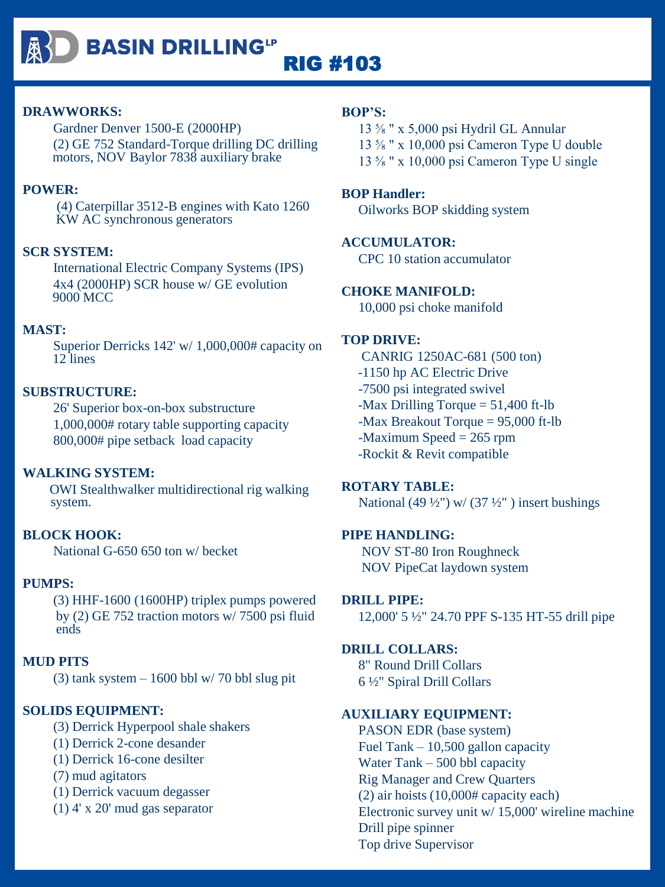# BASIN DRILLING[LP]

## RIG #103

**DRAWWORKS:**

Gardner Denver 1500-E (2000HP)
(2) GE 752 Standard-Torque drilling DC drilling motors, NOV Baylor 7838 auxiliary brake

**POWER:**

(4) Caterpillar 3512-B engines with Kato 1260 KW AC synchronous generators

**SCR SYSTEM:**

International Electric Company Systems (IPS) 4x4 (2000HP) SCR house w/ GE evolution 9000 MCC

**MAST:**

Superior Derricks 142' w/ 1,000,000# capacity on 12 lines

**SUBSTRUCTURE:**

26' Superior box-on-box substructure
1,000,000# rotary table supporting capacity
800,000# pipe setback load capacity

**WALKING SYSTEM:**

OWI Stealthwalker multidirectional rig walking system.

**BLOCK HOOK:**

National G-650 650 ton w/ becket

**PUMPS:**

(3) HHF-1600 (1600HP) triplex pumps powered by (2) GE 752 traction motors w/ 7500 psi fluid ends

**MUD PITS**

(3) tank system – 1600 bbl w/ 70 bbl slug pit

**SOLIDS EQUIPMENT:**

(3) Derrick Hyperpool shale shakers
(1) Derrick 2-cone desander
(1) Derrick 16-cone desilter
(7) mud agitators
(1) Derrick vacuum degasser
(1) 4' x 20' mud gas separator

**BOP'S:**

13 ⅝ " x 5,000 psi Hydril GL Annular
13 ⅝ " x 10,000 psi Cameron Type U double
13 ⅝ " x 10,000 psi Cameron Type U single

**BOP Handler:**

Oilworks BOP skidding system

**ACCUMULATOR:**

CPC 10 station accumulator

**CHOKE MANIFOLD:**

10,000 psi choke manifold

**TOP DRIVE:**

CANRIG 1250AC-681 (500 ton)
-1150 hp AC Electric Drive
-7500 psi integrated swivel
-Max Drilling Torque = 51,400 ft-lb
-Max Breakout Torque = 95,000 ft-lb
-Maximum Speed = 265 rpm
-Rockit & Revit compatible

**ROTARY TABLE:**

National (49 ½") w/ (37 ½" ) insert bushings

**PIPE HANDLING:**

NOV ST-80 Iron Roughneck
NOV PipeCat laydown system

**DRILL PIPE:**

12,000' 5 ½" 24.70 PPF S-135 HT-55 drill pipe

**DRILL COLLARS:**

8" Round Drill Collars
6 ½" Spiral Drill Collars

**AUXILIARY EQUIPMENT:**

PASON EDR (base system)
Fuel Tank – 10,500 gallon capacity
Water Tank – 500 bbl capacity
Rig Manager and Crew Quarters
(2) air hoists (10,000# capacity each)
Electronic survey unit w/ 15,000' wireline machine
Drill pipe spinner
Top drive Supervisor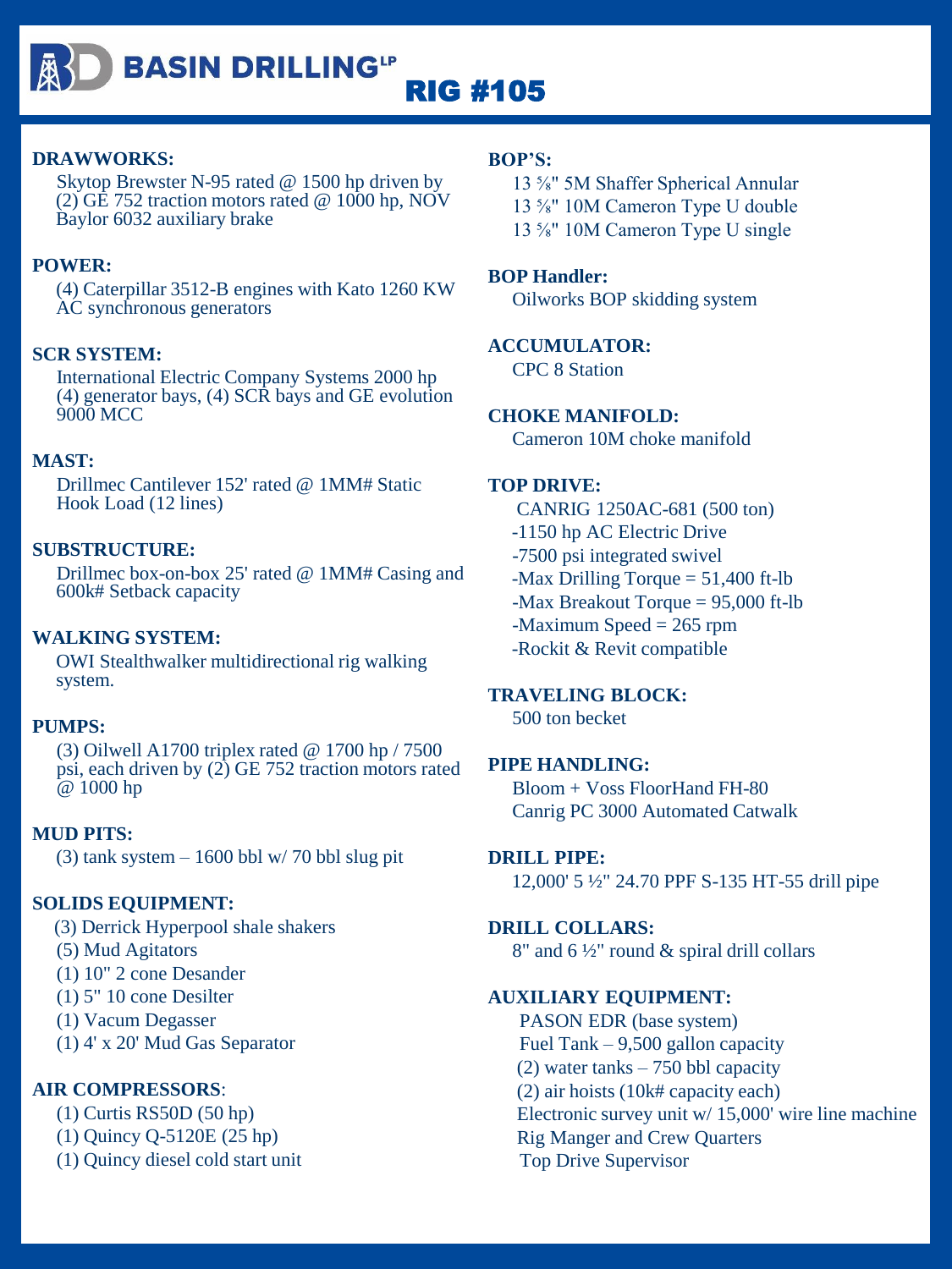# BASIN DRILLING[LP]

## RIG #105

**DRAWWORKS:**

Skytop Brewster N-95 rated @ 1500 hp driven by (2) GE 752 traction motors rated @ 1000 hp, NOV Baylor 6032 auxiliary brake

**POWER:**

(4) Caterpillar 3512-B engines with Kato 1260 KW AC synchronous generators

**SCR SYSTEM:**

International Electric Company Systems 2000 hp (4) generator bays, (4) SCR bays and GE evolution 9000 MCC

**MAST:**

Drillmec Cantilever 152' rated @ 1MM# Static Hook Load (12 lines)

**SUBSTRUCTURE:**

Drillmec box-on-box 25' rated @ 1MM# Casing and 600k# Setback capacity

**WALKING SYSTEM:**

OWI Stealthwalker multidirectional rig walking system.

**PUMPS:**

(3) Oilwell A1700 triplex rated @ 1700 hp / 7500 psi, each driven by (2) GE 752 traction motors rated @ 1000 hp

**MUD PITS:**

(3) tank system – 1600 bbl w/ 70 bbl slug pit

**SOLIDS EQUIPMENT:**

(3) Derrick Hyperpool shale shakers
(5) Mud Agitators
(1) 10" 2 cone Desander
(1) 5" 10 cone Desilter
(1) Vacum Degasser
(1) 4' x 20' Mud Gas Separator

**AIR COMPRESSORS**:

(1) Curtis RS50D (50 hp)
(1) Quincy Q-5120E (25 hp)
(1) Quincy diesel cold start unit

**BOP'S:**

13 ⅝" 5M Shaffer Spherical Annular
13 ⅝" 10M Cameron Type U double
13 ⅝" 10M Cameron Type U single

**BOP Handler:**

Oilworks BOP skidding system

**ACCUMULATOR:**

CPC 8 Station

**CHOKE MANIFOLD:**

Cameron 10M choke manifold

**TOP DRIVE:**

CANRIG 1250AC-681 (500 ton)
-1150 hp AC Electric Drive
-7500 psi integrated swivel
-Max Drilling Torque = 51,400 ft-lb
-Max Breakout Torque = 95,000 ft-lb
-Maximum Speed = 265 rpm
-Rockit & Revit compatible

**TRAVELING BLOCK:**

500 ton becket

**PIPE HANDLING:**

Bloom + Voss FloorHand FH-80
Canrig PC 3000 Automated Catwalk

**DRILL PIPE:**

12,000' 5 ½" 24.70 PPF S-135 HT-55 drill pipe

**DRILL COLLARS:**

8" and 6 ½" round & spiral drill collars

**AUXILIARY EQUIPMENT:**

PASON EDR (base system)
Fuel Tank – 9,500 gallon capacity
(2) water tanks – 750 bbl capacity
(2) air hoists (10k# capacity each)
Electronic survey unit w/ 15,000' wire line machine
Rig Manger and Crew Quarters
Top Drive Supervisor